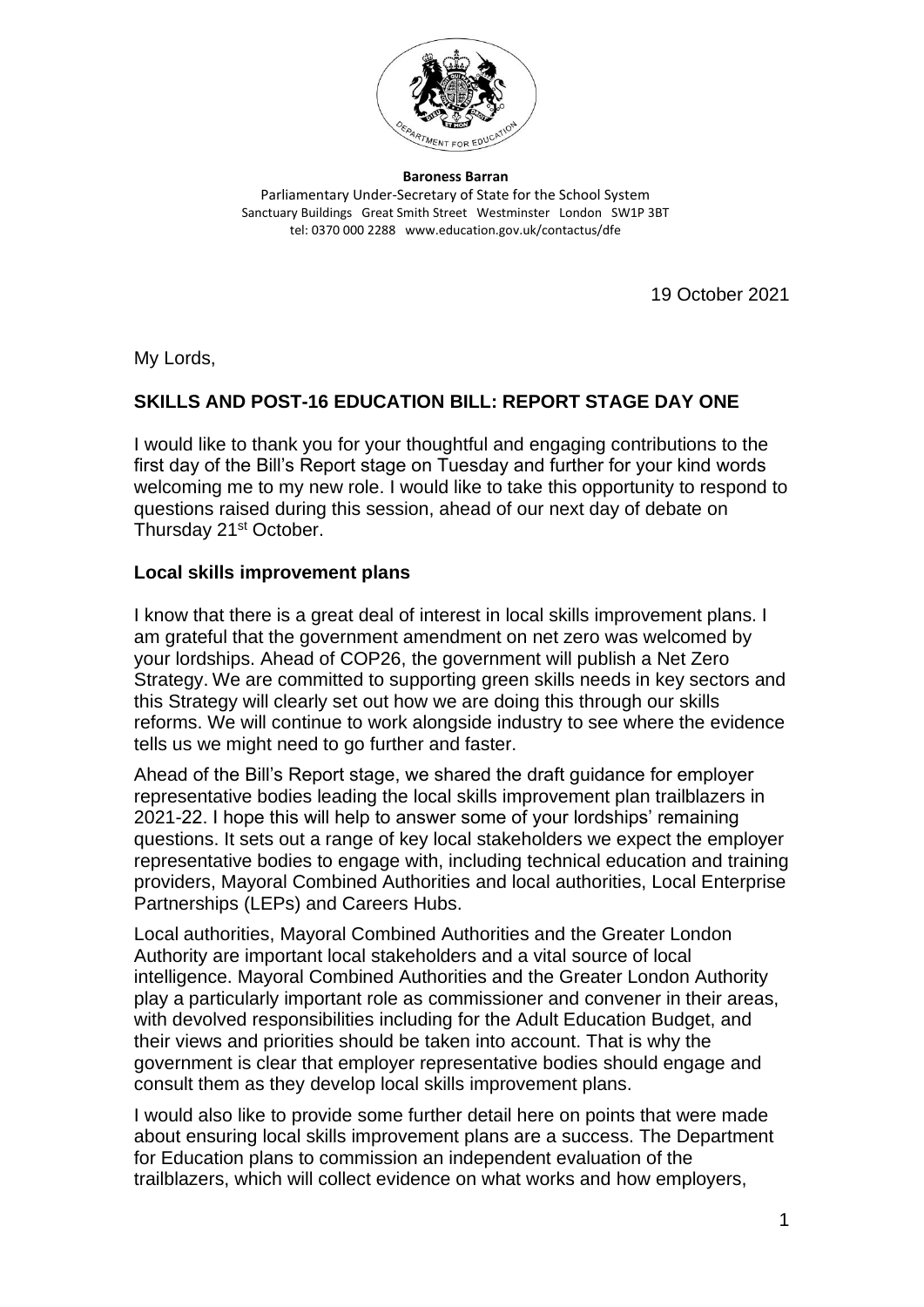**Baroness Barran**
Parliamentary Under-Secretary of State for the School System
Sanctuary Buildings Great Smith Street Westminster London SW1P 3BT
tel: 0370 000 2288 www.education.gov.uk/contactus/dfe

19 October 2021

My Lords,

**SKILLS AND POST-16 EDUCATION BILL: REPORT STAGE DAY ONE**

I would like to thank you for your thoughtful and engaging contributions to the first day of the Bill's Report stage on Tuesday and further for your kind words welcoming me to my new role. I would like to take this opportunity to respond to questions raised during this session, ahead of our next day of debate on Thursday 21st October.

## Local skills improvement plans

I know that there is a great deal of interest in local skills improvement plans. I am grateful that the government amendment on net zero was welcomed by your lordships. Ahead of COP26, the government will publish a Net Zero Strategy. We are committed to supporting green skills needs in key sectors and this Strategy will clearly set out how we are doing this through our skills reforms. We will continue to work alongside industry to see where the evidence tells us we might need to go further and faster.

Ahead of the Bill's Report stage, we shared the draft guidance for employer representative bodies leading the local skills improvement plan trailblazers in 2021-22. I hope this will help to answer some of your lordships' remaining questions. It sets out a range of key local stakeholders we expect the employer representative bodies to engage with, including technical education and training providers, Mayoral Combined Authorities and local authorities, Local Enterprise Partnerships (LEPs) and Careers Hubs.

Local authorities, Mayoral Combined Authorities and the Greater London Authority are important local stakeholders and a vital source of local intelligence. Mayoral Combined Authorities and the Greater London Authority play a particularly important role as commissioner and convener in their areas, with devolved responsibilities including for the Adult Education Budget, and their views and priorities should be taken into account. That is why the government is clear that employer representative bodies should engage and consult them as they develop local skills improvement plans.

I would also like to provide some further detail here on points that were made about ensuring local skills improvement plans are a success. The Department for Education plans to commission an independent evaluation of the trailblazers, which will collect evidence on what works and how employers,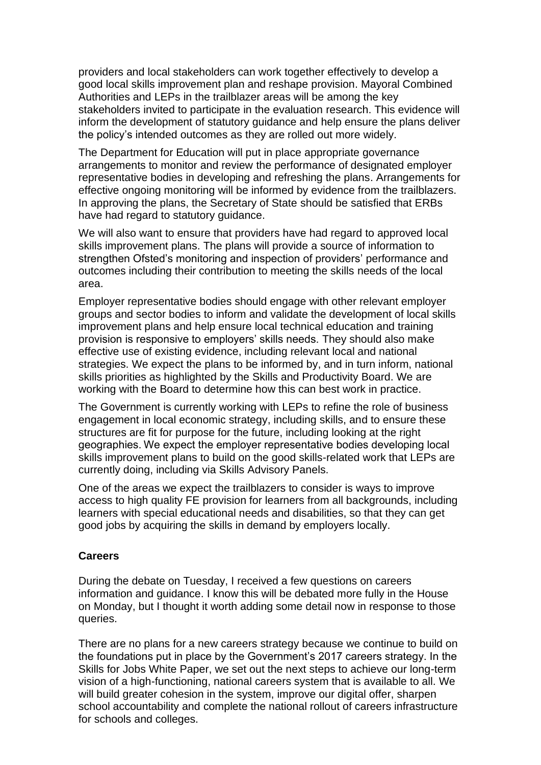providers and local stakeholders can work together effectively to develop a good local skills improvement plan and reshape provision. Mayoral Combined Authorities and LEPs in the trailblazer areas will be among the key stakeholders invited to participate in the evaluation research. This evidence will inform the development of statutory guidance and help ensure the plans deliver the policy's intended outcomes as they are rolled out more widely.

The Department for Education will put in place appropriate governance arrangements to monitor and review the performance of designated employer representative bodies in developing and refreshing the plans. Arrangements for effective ongoing monitoring will be informed by evidence from the trailblazers. In approving the plans, the Secretary of State should be satisfied that ERBs have had regard to statutory guidance.

We will also want to ensure that providers have had regard to approved local skills improvement plans. The plans will provide a source of information to strengthen Ofsted's monitoring and inspection of providers' performance and outcomes including their contribution to meeting the skills needs of the local area.

Employer representative bodies should engage with other relevant employer groups and sector bodies to inform and validate the development of local skills improvement plans and help ensure local technical education and training provision is responsive to employers' skills needs. They should also make effective use of existing evidence, including relevant local and national strategies. We expect the plans to be informed by, and in turn inform, national skills priorities as highlighted by the Skills and Productivity Board. We are working with the Board to determine how this can best work in practice.

The Government is currently working with LEPs to refine the role of business engagement in local economic strategy, including skills, and to ensure these structures are fit for purpose for the future, including looking at the right geographies. We expect the employer representative bodies developing local skills improvement plans to build on the good skills-related work that LEPs are currently doing, including via Skills Advisory Panels.

One of the areas we expect the trailblazers to consider is ways to improve access to high quality FE provision for learners from all backgrounds, including learners with special educational needs and disabilities, so that they can get good jobs by acquiring the skills in demand by employers locally.

**Careers**

During the debate on Tuesday, I received a few questions on careers information and guidance. I know this will be debated more fully in the House on Monday, but I thought it worth adding some detail now in response to those queries.

There are no plans for a new careers strategy because we continue to build on the foundations put in place by the Government's 2017 careers strategy. In the Skills for Jobs White Paper, we set out the next steps to achieve our long-term vision of a high-functioning, national careers system that is available to all. We will build greater cohesion in the system, improve our digital offer, sharpen school accountability and complete the national rollout of careers infrastructure for schools and colleges.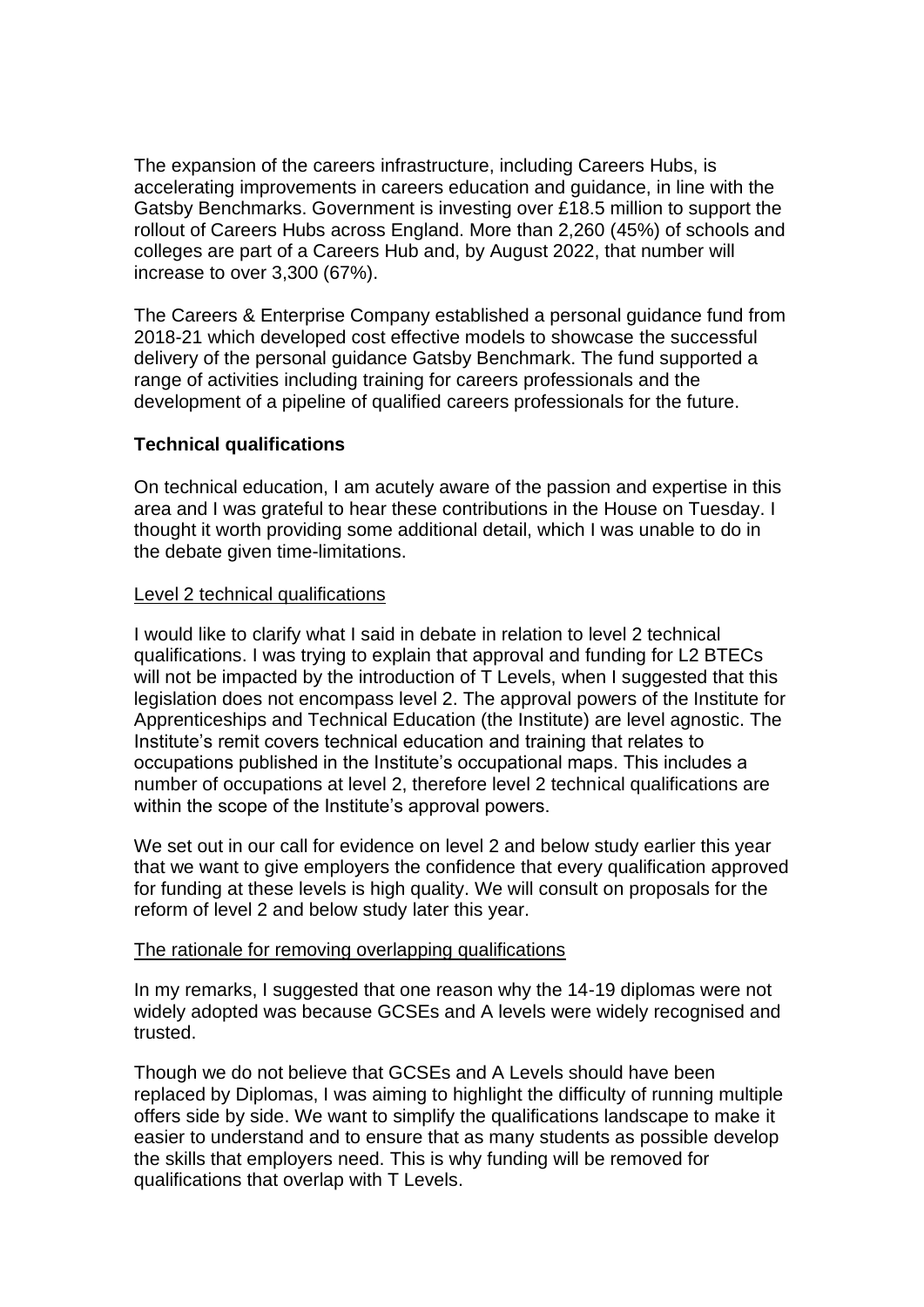The expansion of the careers infrastructure, including Careers Hubs, is accelerating improvements in careers education and guidance, in line with the Gatsby Benchmarks. Government is investing over £18.5 million to support the rollout of Careers Hubs across England. More than 2,260 (45%) of schools and colleges are part of a Careers Hub and, by August 2022, that number will increase to over 3,300 (67%).

The Careers & Enterprise Company established a personal guidance fund from 2018-21 which developed cost effective models to showcase the successful delivery of the personal guidance Gatsby Benchmark. The fund supported a range of activities including training for careers professionals and the development of a pipeline of qualified careers professionals for the future.

**Technical qualifications**

On technical education, I am acutely aware of the passion and expertise in this area and I was grateful to hear these contributions in the House on Tuesday. I thought it worth providing some additional detail, which I was unable to do in the debate given time-limitations.

<u>Level 2 technical qualifications</u>

I would like to clarify what I said in debate in relation to level 2 technical qualifications. I was trying to explain that approval and funding for L2 BTECs will not be impacted by the introduction of T Levels, when I suggested that this legislation does not encompass level 2. The approval powers of the Institute for Apprenticeships and Technical Education (the Institute) are level agnostic. The Institute's remit covers technical education and training that relates to occupations published in the Institute's occupational maps. This includes a number of occupations at level 2, therefore level 2 technical qualifications are within the scope of the Institute's approval powers.

We set out in our call for evidence on level 2 and below study earlier this year that we want to give employers the confidence that every qualification approved for funding at these levels is high quality. We will consult on proposals for the reform of level 2 and below study later this year.

<u>The rationale for removing overlapping qualifications</u>

In my remarks, I suggested that one reason why the 14-19 diplomas were not widely adopted was because GCSEs and A levels were widely recognised and trusted.

Though we do not believe that GCSEs and A Levels should have been replaced by Diplomas, I was aiming to highlight the difficulty of running multiple offers side by side. We want to simplify the qualifications landscape to make it easier to understand and to ensure that as many students as possible develop the skills that employers need. This is why funding will be removed for qualifications that overlap with T Levels.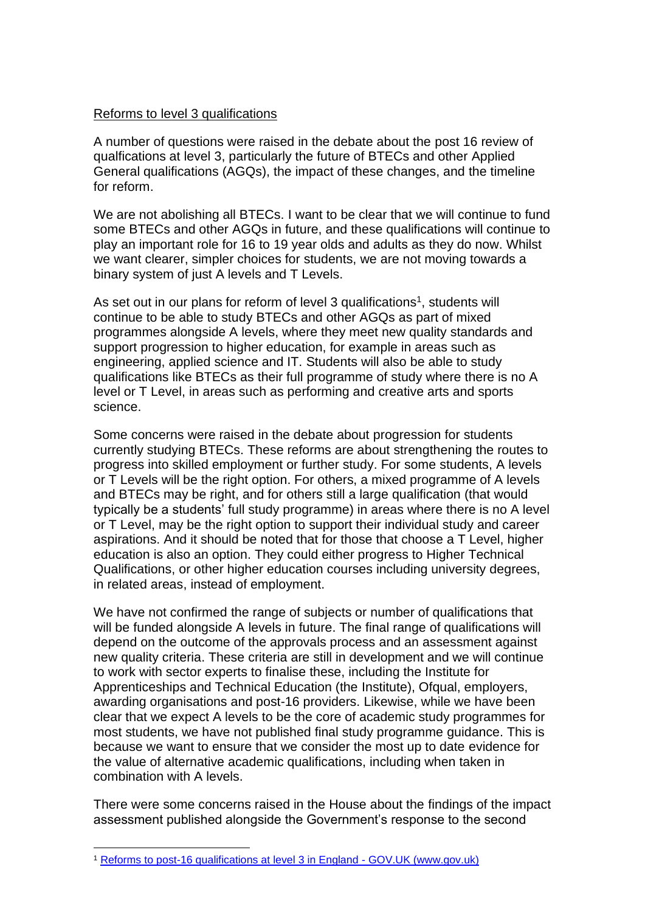Reforms to level 3 qualifications

A number of questions were raised in the debate about the post 16 review of qualfications at level 3, particularly the future of BTECs and other Applied General qualifications (AGQs), the impact of these changes, and the timeline for reform.

We are not abolishing all BTECs. I want to be clear that we will continue to fund some BTECs and other AGQs in future, and these qualifications will continue to play an important role for 16 to 19 year olds and adults as they do now. Whilst we want clearer, simpler choices for students, we are not moving towards a binary system of just A levels and T Levels.

As set out in our plans for reform of level 3 qualifications[1], students will continue to be able to study BTECs and other AGQs as part of mixed programmes alongside A levels, where they meet new quality standards and support progression to higher education, for example in areas such as engineering, applied science and IT. Students will also be able to study qualifications like BTECs as their full programme of study where there is no A level or T Level, in areas such as performing and creative arts and sports science.

Some concerns were raised in the debate about progression for students currently studying BTECs. These reforms are about strengthening the routes to progress into skilled employment or further study. For some students, A levels or T Levels will be the right option. For others, a mixed programme of A levels and BTECs may be right, and for others still a large qualification (that would typically be a students' full study programme) in areas where there is no A level or T Level, may be the right option to support their individual study and career aspirations. And it should be noted that for those that choose a T Level, higher education is also an option. They could either progress to Higher Technical Qualifications, or other higher education courses including university degrees, in related areas, instead of employment.

We have not confirmed the range of subjects or number of qualifications that will be funded alongside A levels in future. The final range of qualifications will depend on the outcome of the approvals process and an assessment against new quality criteria. These criteria are still in development and we will continue to work with sector experts to finalise these, including the Institute for Apprenticeships and Technical Education (the Institute), Ofqual, employers, awarding organisations and post-16 providers. Likewise, while we have been clear that we expect A levels to be the core of academic study programmes for most students, we have not published final study programme guidance. This is because we want to ensure that we consider the most up to date evidence for the value of alternative academic qualifications, including when taken in combination with A levels.

There were some concerns raised in the House about the findings of the impact assessment published alongside the Government's response to the second

[1] Reforms to post-16 qualifications at level 3 in England - GOV.UK (www.gov.uk)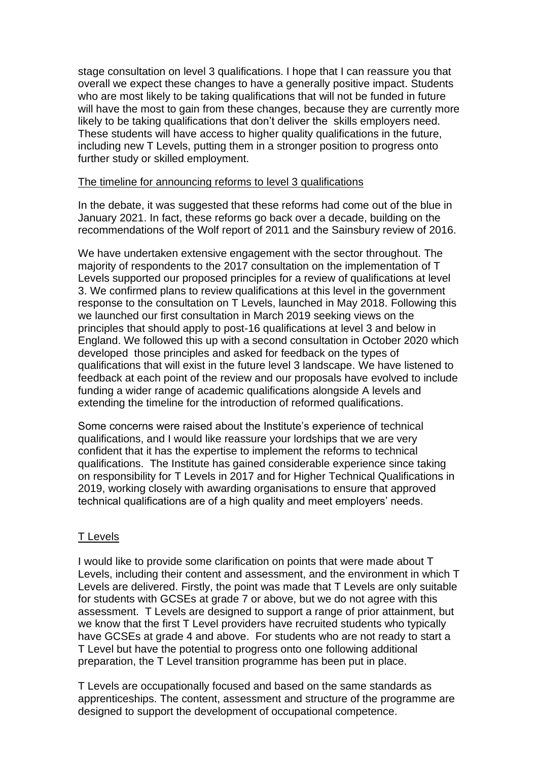stage consultation on level 3 qualifications. I hope that I can reassure you that overall we expect these changes to have a generally positive impact. Students who are most likely to be taking qualifications that will not be funded in future will have the most to gain from these changes, because they are currently more likely to be taking qualifications that don't deliver the skills employers need. These students will have access to higher quality qualifications in the future, including new T Levels, putting them in a stronger position to progress onto further study or skilled employment.

The timeline for announcing reforms to level 3 qualifications

In the debate, it was suggested that these reforms had come out of the blue in January 2021. In fact, these reforms go back over a decade, building on the recommendations of the Wolf report of 2011 and the Sainsbury review of 2016.

We have undertaken extensive engagement with the sector throughout. The majority of respondents to the 2017 consultation on the implementation of T Levels supported our proposed principles for a review of qualifications at level 3. We confirmed plans to review qualifications at this level in the government response to the consultation on T Levels, launched in May 2018. Following this we launched our first consultation in March 2019 seeking views on the principles that should apply to post-16 qualifications at level 3 and below in England. We followed this up with a second consultation in October 2020 which developed those principles and asked for feedback on the types of qualifications that will exist in the future level 3 landscape. We have listened to feedback at each point of the review and our proposals have evolved to include funding a wider range of academic qualifications alongside A levels and extending the timeline for the introduction of reformed qualifications.

Some concerns were raised about the Institute's experience of technical qualifications, and I would like reassure your lordships that we are very confident that it has the expertise to implement the reforms to technical qualifications. The Institute has gained considerable experience since taking on responsibility for T Levels in 2017 and for Higher Technical Qualifications in 2019, working closely with awarding organisations to ensure that approved technical qualifications are of a high quality and meet employers' needs.

T Levels

I would like to provide some clarification on points that were made about T Levels, including their content and assessment, and the environment in which T Levels are delivered. Firstly, the point was made that T Levels are only suitable for students with GCSEs at grade 7 or above, but we do not agree with this assessment. T Levels are designed to support a range of prior attainment, but we know that the first T Level providers have recruited students who typically have GCSEs at grade 4 and above. For students who are not ready to start a T Level but have the potential to progress onto one following additional preparation, the T Level transition programme has been put in place.

T Levels are occupationally focused and based on the same standards as apprenticeships. The content, assessment and structure of the programme are designed to support the development of occupational competence.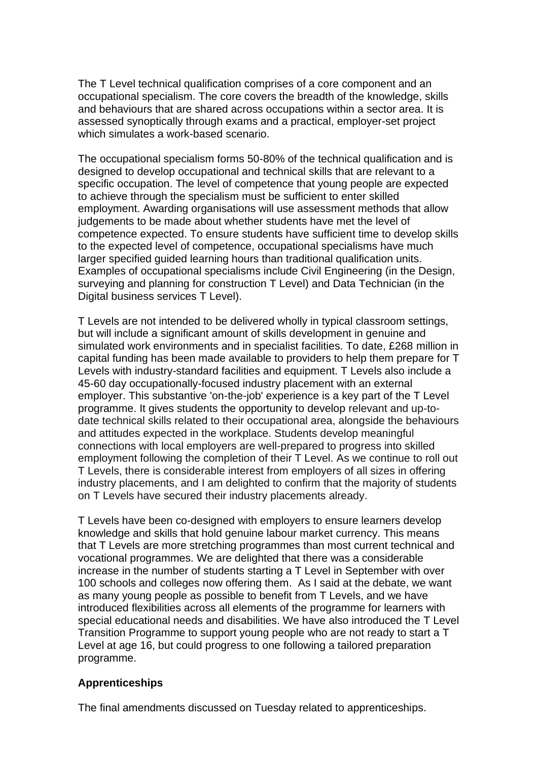The T Level technical qualification comprises of a core component and an occupational specialism. The core covers the breadth of the knowledge, skills and behaviours that are shared across occupations within a sector area. It is assessed synoptically through exams and a practical, employer-set project which simulates a work-based scenario.

The occupational specialism forms 50-80% of the technical qualification and is designed to develop occupational and technical skills that are relevant to a specific occupation. The level of competence that young people are expected to achieve through the specialism must be sufficient to enter skilled employment. Awarding organisations will use assessment methods that allow judgements to be made about whether students have met the level of competence expected. To ensure students have sufficient time to develop skills to the expected level of competence, occupational specialisms have much larger specified guided learning hours than traditional qualification units. Examples of occupational specialisms include Civil Engineering (in the Design, surveying and planning for construction T Level) and Data Technician (in the Digital business services T Level).

T Levels are not intended to be delivered wholly in typical classroom settings, but will include a significant amount of skills development in genuine and simulated work environments and in specialist facilities. To date, £268 million in capital funding has been made available to providers to help them prepare for T Levels with industry-standard facilities and equipment. T Levels also include a 45-60 day occupationally-focused industry placement with an external employer. This substantive 'on-the-job' experience is a key part of the T Level programme. It gives students the opportunity to develop relevant and up-to-date technical skills related to their occupational area, alongside the behaviours and attitudes expected in the workplace. Students develop meaningful connections with local employers are well-prepared to progress into skilled employment following the completion of their T Level. As we continue to roll out T Levels, there is considerable interest from employers of all sizes in offering industry placements, and I am delighted to confirm that the majority of students on T Levels have secured their industry placements already.

T Levels have been co-designed with employers to ensure learners develop knowledge and skills that hold genuine labour market currency. This means that T Levels are more stretching programmes than most current technical and vocational programmes. We are delighted that there was a considerable increase in the number of students starting a T Level in September with over 100 schools and colleges now offering them. As I said at the debate, we want as many young people as possible to benefit from T Levels, and we have introduced flexibilities across all elements of the programme for learners with special educational needs and disabilities. We have also introduced the T Level Transition Programme to support young people who are not ready to start a T Level at age 16, but could progress to one following a tailored preparation programme.

**Apprenticeships**

The final amendments discussed on Tuesday related to apprenticeships.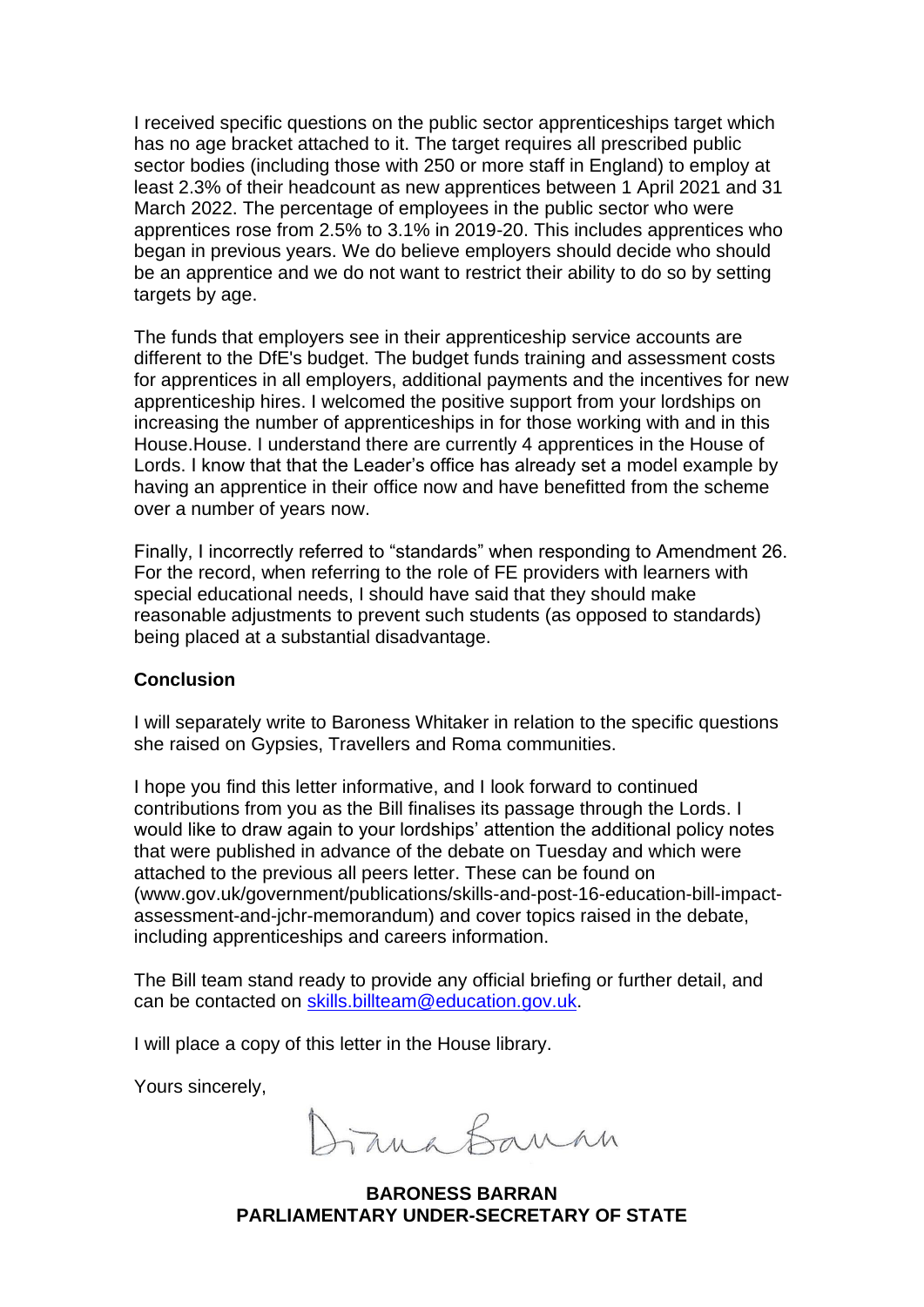I received specific questions on the public sector apprenticeships target which has no age bracket attached to it. The target requires all prescribed public sector bodies (including those with 250 or more staff in England) to employ at least 2.3% of their headcount as new apprentices between 1 April 2021 and 31 March 2022. The percentage of employees in the public sector who were apprentices rose from 2.5% to 3.1% in 2019-20. This includes apprentices who began in previous years. We do believe employers should decide who should be an apprentice and we do not want to restrict their ability to do so by setting targets by age.

The funds that employers see in their apprenticeship service accounts are different to the DfE's budget. The budget funds training and assessment costs for apprentices in all employers, additional payments and the incentives for new apprenticeship hires. I welcomed the positive support from your lordships on increasing the number of apprenticeships in for those working with and in this House.House. I understand there are currently 4 apprentices in the House of Lords. I know that that the Leader's office has already set a model example by having an apprentice in their office now and have benefitted from the scheme over a number of years now.

Finally, I incorrectly referred to "standards" when responding to Amendment 26. For the record, when referring to the role of FE providers with learners with special educational needs, I should have said that they should make reasonable adjustments to prevent such students (as opposed to standards) being placed at a substantial disadvantage.

**Conclusion**

I will separately write to Baroness Whitaker in relation to the specific questions she raised on Gypsies, Travellers and Roma communities.

I hope you find this letter informative, and I look forward to continued contributions from you as the Bill finalises its passage through the Lords. I would like to draw again to your lordships' attention the additional policy notes that were published in advance of the debate on Tuesday and which were attached to the previous all peers letter. These can be found on (www.gov.uk/government/publications/skills-and-post-16-education-bill-impact-assessment-and-jchr-memorandum) and cover topics raised in the debate, including apprenticeships and careers information.

The Bill team stand ready to provide any official briefing or further detail, and can be contacted on skills.billteam@education.gov.uk.

I will place a copy of this letter in the House library.

Yours sincerely,

Diana Barran

**BARONESS BARRAN**
**PARLIAMENTARY UNDER-SECRETARY OF STATE**